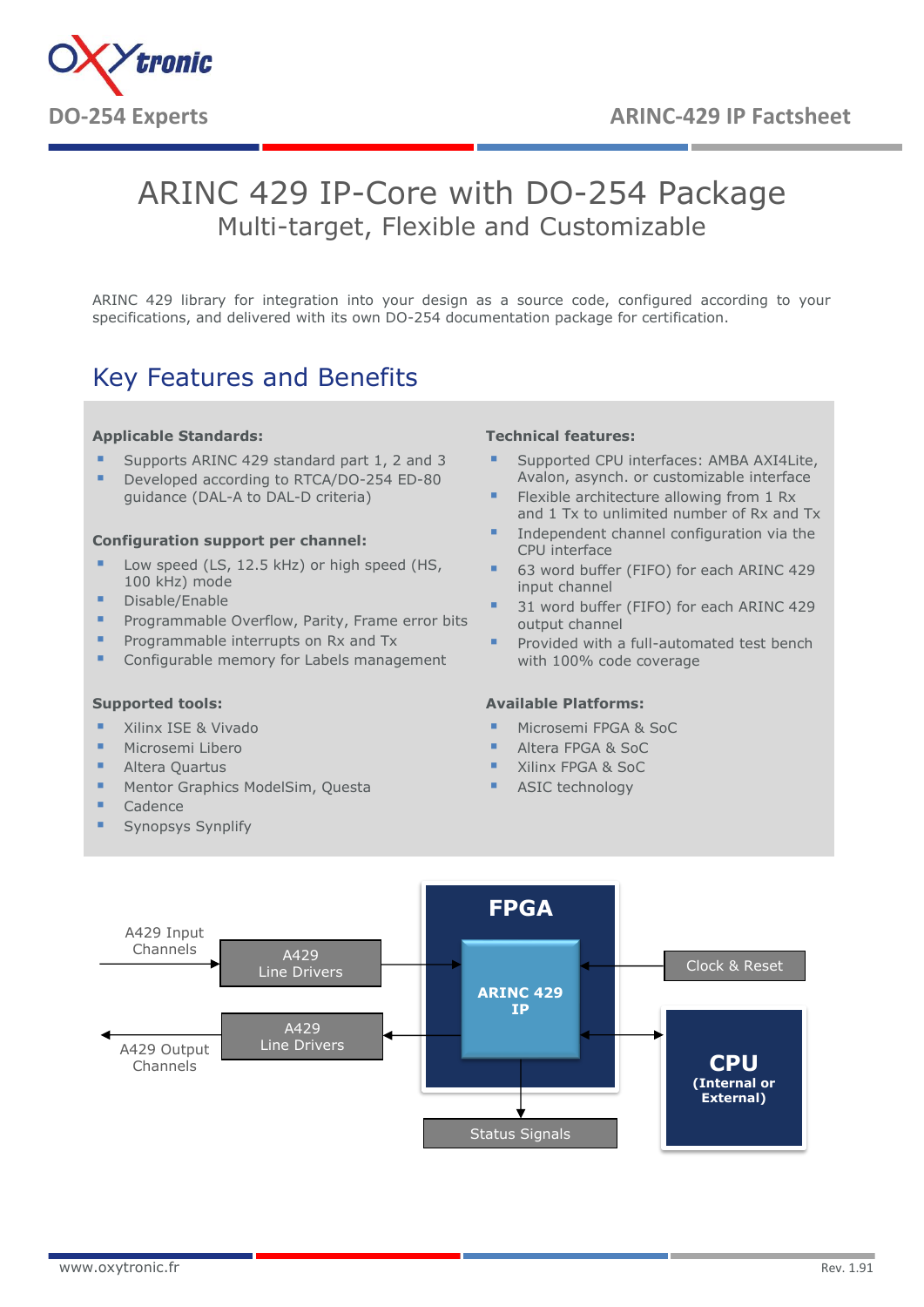# ARINC 429 IP-Core with DO-254 Package

## Multi-target, Flexible and Customizable

ARINC 429 library for integration into your design as a source code, configured according to your specifications, and delivered with its own DO-254 documentation package for certification.

## Key Features and Benefits

**Applicable Standards:**

- Supports ARINC 429 standard part 1, 2 and 3
- Developed according to RTCA/DO-254 ED-80 guidance (DAL-A to DAL-D criteria)

**Configuration support per channel:**

- Low speed (LS, 12.5 kHz) or high speed (HS, 100 kHz) mode
- Disable/Enable
- Programmable Overflow, Parity, Frame error bits
- Programmable interrupts on Rx and Tx
- Configurable memory for Labels management

**Supported tools:**

- Xilinx ISE & Vivado
- Microsemi Libero
- Altera Quartus
- Mentor Graphics ModelSim, Questa
- Cadence
- Synopsys Synplify

**Technical features:**

- Supported CPU interfaces: AMBA AXI4Lite, Avalon, asynch. or customizable interface
- Flexible architecture allowing from 1 Rx and 1 Tx to unlimited number of Rx and Tx
- Independent channel configuration via the CPU interface
- 63 word buffer (FIFO) for each ARINC 429 input channel
- 31 word buffer (FIFO) for each ARINC 429 output channel
- Provided with a full-automated test bench with 100% code coverage

**Available Platforms:**

- Microsemi FPGA & SoC
- Altera FPGA & SoC
- Xilinx FPGA & SoC
- ASIC technology

A429 Input Channels → A429 Line Drivers → FPGA: ARINC 429 IP ← Clock & Reset

A429 Output Channels ← A429 Line Drivers ← ARINC 429 IP ↔ CPU (Internal or External)

ARINC 429 IP → Status Signals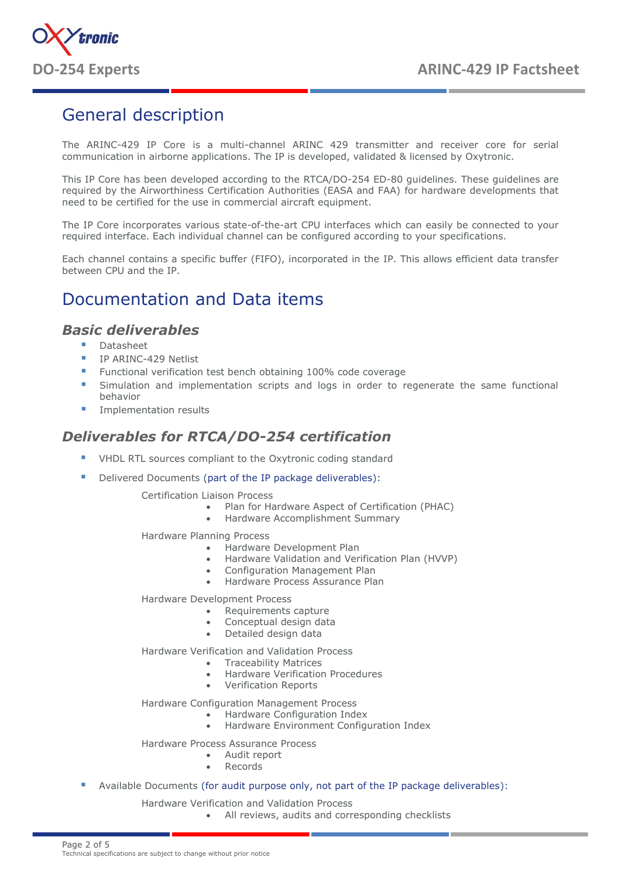# General description

The ARINC-429 IP Core is a multi-channel ARINC 429 transmitter and receiver core for serial communication in airborne applications. The IP is developed, validated & licensed by Oxytronic.

This IP Core has been developed according to the RTCA/DO-254 ED-80 guidelines. These guidelines are required by the Airworthiness Certification Authorities (EASA and FAA) for hardware developments that need to be certified for the use in commercial aircraft equipment.

The IP Core incorporates various state-of-the-art CPU interfaces which can easily be connected to your required interface. Each individual channel can be configured according to your specifications.

Each channel contains a specific buffer (FIFO), incorporated in the IP. This allows efficient data transfer between CPU and the IP.

# Documentation and Data items

## *Basic deliverables*

- Datasheet
- IP ARINC-429 Netlist
- Functional verification test bench obtaining 100% code coverage
- Simulation and implementation scripts and logs in order to regenerate the same functional behavior
- Implementation results

## *Deliverables for RTCA/DO-254 certification*

- VHDL RTL sources compliant to the Oxytronic coding standard
- Delivered Documents (part of the IP package deliverables):

  Certification Liaison Process
  - Plan for Hardware Aspect of Certification (PHAC)
  - Hardware Accomplishment Summary

  Hardware Planning Process
  - Hardware Development Plan
  - Hardware Validation and Verification Plan (HVVP)
  - Configuration Management Plan
  - Hardware Process Assurance Plan

  Hardware Development Process
  - Requirements capture
  - Conceptual design data
  - Detailed design data

  Hardware Verification and Validation Process
  - Traceability Matrices
  - Hardware Verification Procedures
  - Verification Reports

  Hardware Configuration Management Process
  - Hardware Configuration Index
  - Hardware Environment Configuration Index

  Hardware Process Assurance Process
  - Audit report
  - Records

- Available Documents (for audit purpose only, not part of the IP package deliverables):

  Hardware Verification and Validation Process
  - All reviews, audits and corresponding checklists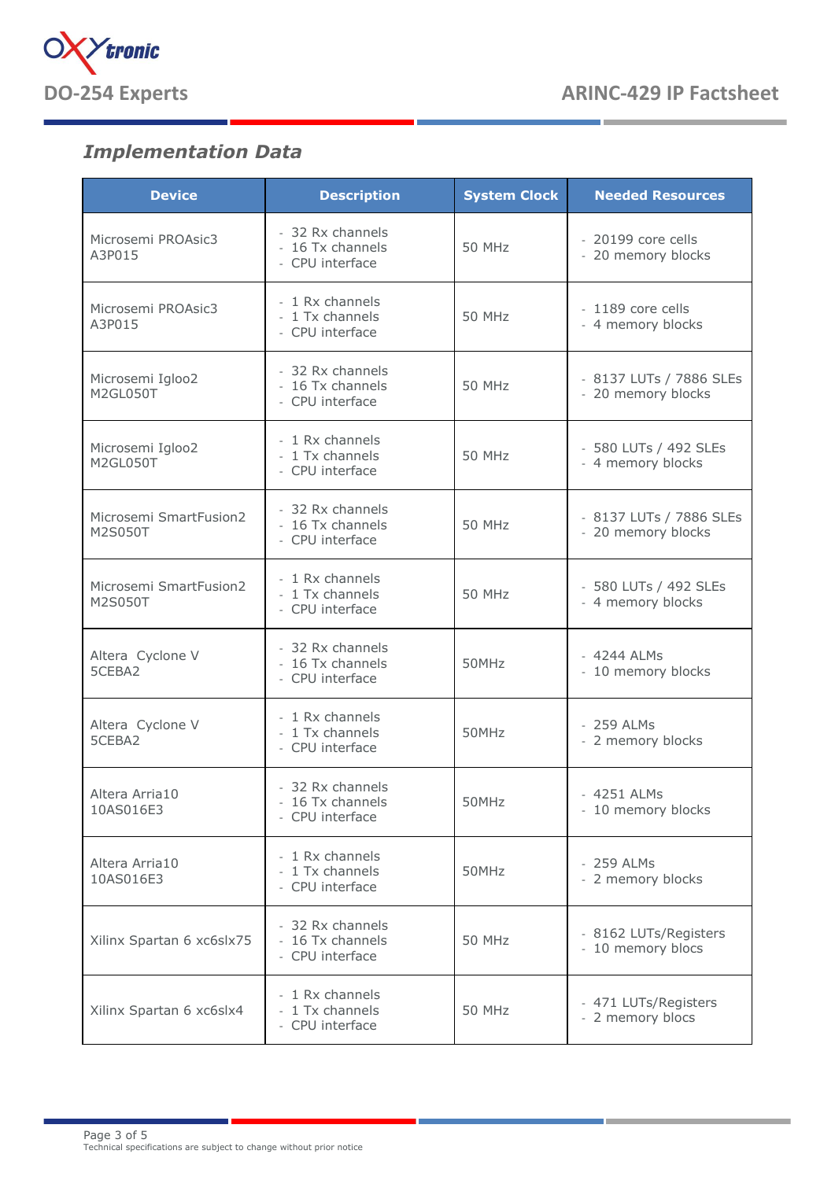## *Implementation Data*

| Device | Description | System Clock | Needed Resources |
|---|---|---|---|
| Microsemi PROAsic3 A3P015 | - 32 Rx channels<br>- 16 Tx channels<br>- CPU interface | 50 MHz | - 20199 core cells<br>- 20 memory blocks |
| Microsemi PROAsic3 A3P015 | - 1 Rx channels<br>- 1 Tx channels<br>- CPU interface | 50 MHz | - 1189 core cells<br>- 4 memory blocks |
| Microsemi Igloo2 M2GL050T | - 32 Rx channels<br>- 16 Tx channels<br>- CPU interface | 50 MHz | - 8137 LUTs / 7886 SLEs<br>- 20 memory blocks |
| Microsemi Igloo2 M2GL050T | - 1 Rx channels<br>- 1 Tx channels<br>- CPU interface | 50 MHz | - 580 LUTs / 492 SLEs<br>- 4 memory blocks |
| Microsemi SmartFusion2 M2S050T | - 32 Rx channels<br>- 16 Tx channels<br>- CPU interface | 50 MHz | - 8137 LUTs / 7886 SLEs<br>- 20 memory blocks |
| Microsemi SmartFusion2 M2S050T | - 1 Rx channels<br>- 1 Tx channels<br>- CPU interface | 50 MHz | - 580 LUTs / 492 SLEs<br>- 4 memory blocks |
| Altera Cyclone V 5CEBA2 | - 32 Rx channels<br>- 16 Tx channels<br>- CPU interface | 50MHz | - 4244 ALMs<br>- 10 memory blocks |
| Altera Cyclone V 5CEBA2 | - 1 Rx channels<br>- 1 Tx channels<br>- CPU interface | 50MHz | - 259 ALMs<br>- 2 memory blocks |
| Altera Arria10 10AS016E3 | - 32 Rx channels<br>- 16 Tx channels<br>- CPU interface | 50MHz | - 4251 ALMs<br>- 10 memory blocks |
| Altera Arria10 10AS016E3 | - 1 Rx channels<br>- 1 Tx channels<br>- CPU interface | 50MHz | - 259 ALMs<br>- 2 memory blocks |
| Xilinx Spartan 6 xc6slx75 | - 32 Rx channels<br>- 16 Tx channels<br>- CPU interface | 50 MHz | - 8162 LUTs/Registers<br>- 10 memory blocs |
| Xilinx Spartan 6 xc6slx4 | - 1 Rx channels<br>- 1 Tx channels<br>- CPU interface | 50 MHz | - 471 LUTs/Registers<br>- 2 memory blocs |

Technical specifications are subject to change without prior notice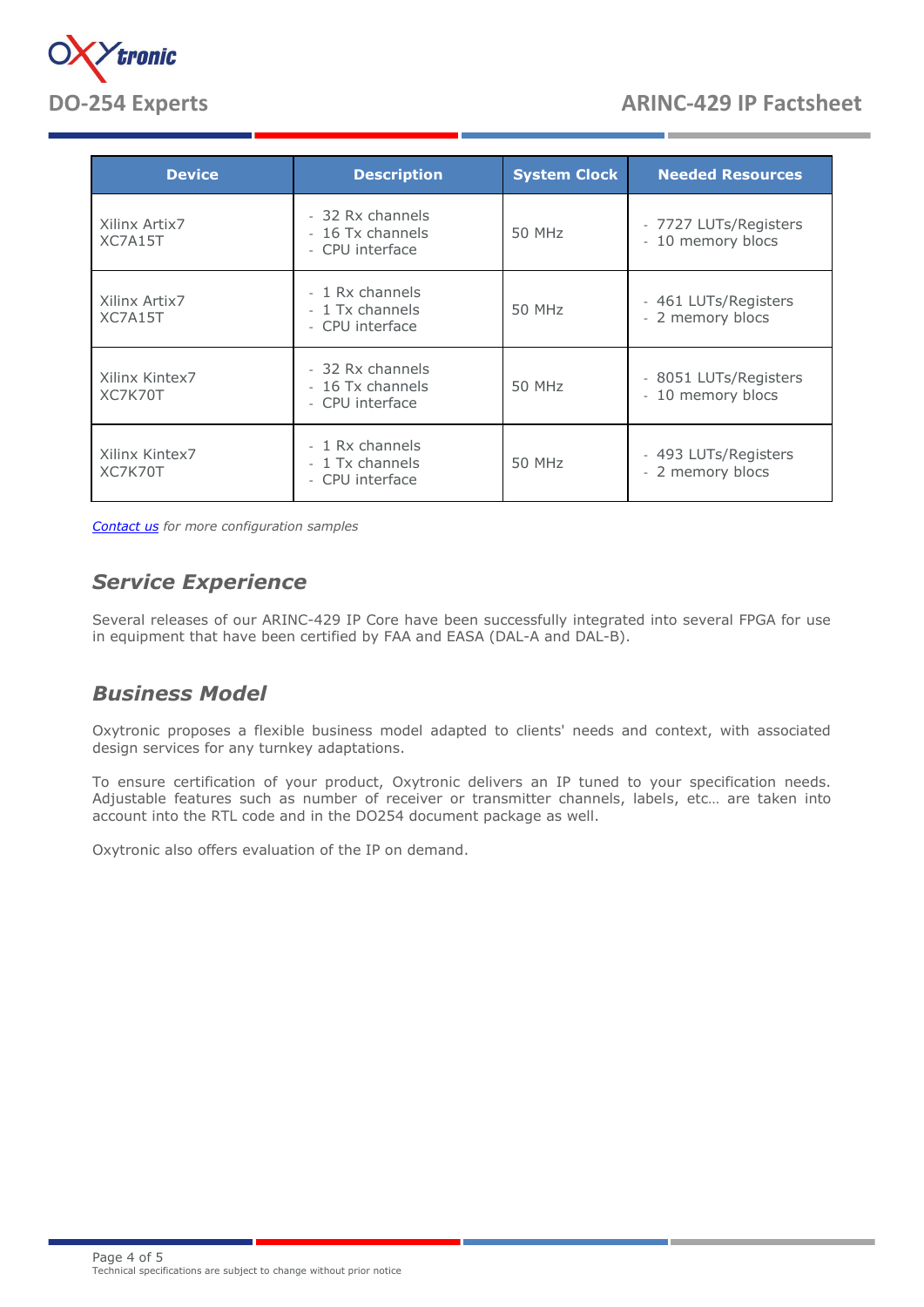| Device | Description | System Clock | Needed Resources |
| --- | --- | --- | --- |
| Xilinx Artix7 XC7A15T | - 32 Rx channels<br>- 16 Tx channels<br>- CPU interface | 50 MHz | - 7727 LUTs/Registers<br>- 10 memory blocs |
| Xilinx Artix7 XC7A15T | - 1 Rx channels<br>- 1 Tx channels<br>- CPU interface | 50 MHz | - 461 LUTs/Registers<br>- 2 memory blocs |
| Xilinx Kintex7 XC7K70T | - 32 Rx channels<br>- 16 Tx channels<br>- CPU interface | 50 MHz | - 8051 LUTs/Registers<br>- 10 memory blocs |
| Xilinx Kintex7 XC7K70T | - 1 Rx channels<br>- 1 Tx channels<br>- CPU interface | 50 MHz | - 493 LUTs/Registers<br>- 2 memory blocs |

*Contact us for more configuration samples*

## Service Experience

Several releases of our ARINC-429 IP Core have been successfully integrated into several FPGA for use in equipment that have been certified by FAA and EASA (DAL-A and DAL-B).

## Business Model

Oxytronic proposes a flexible business model adapted to clients' needs and context, with associated design services for any turnkey adaptations.

To ensure certification of your product, Oxytronic delivers an IP tuned to your specification needs. Adjustable features such as number of receiver or transmitter channels, labels, etc… are taken into account into the RTL code and in the DO254 document package as well.

Oxytronic also offers evaluation of the IP on demand.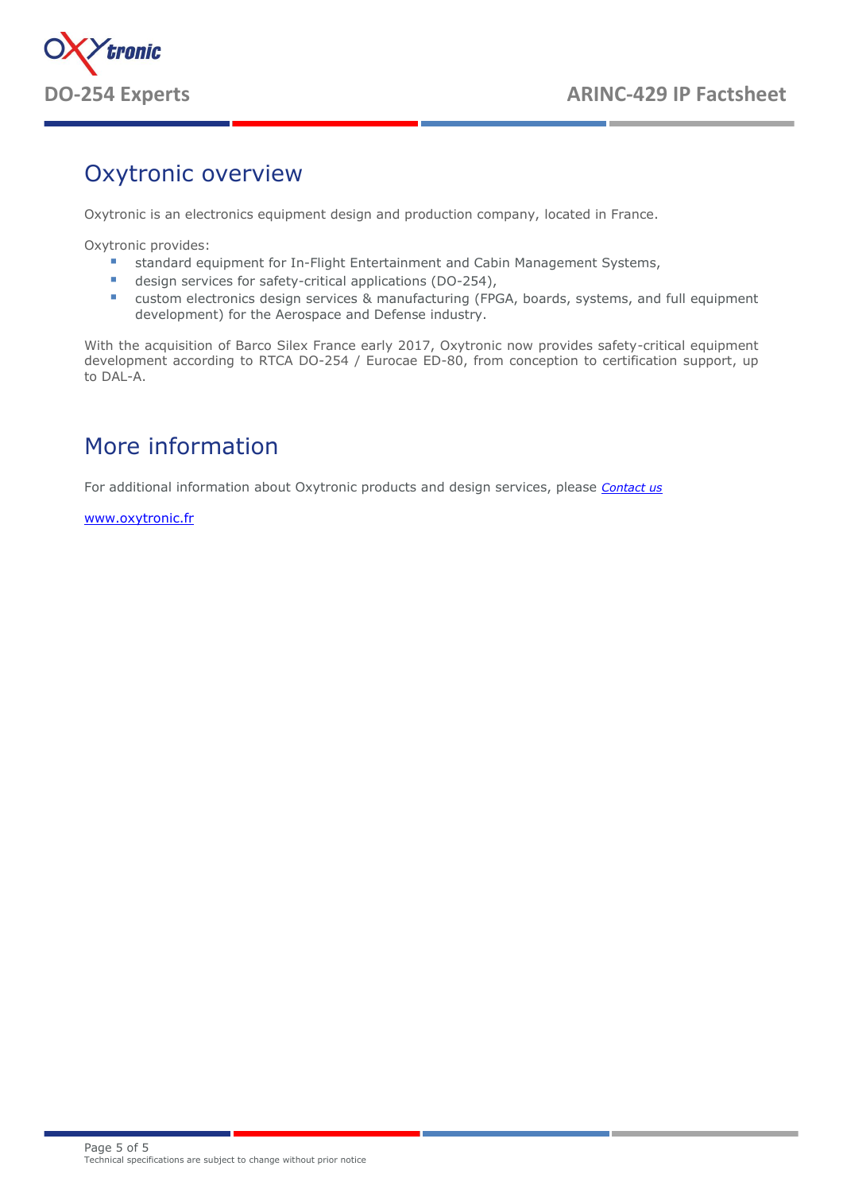## Oxytronic overview

Oxytronic is an electronics equipment design and production company, located in France.

Oxytronic provides:

- standard equipment for In-Flight Entertainment and Cabin Management Systems,
- design services for safety-critical applications (DO-254),
- custom electronics design services & manufacturing (FPGA, boards, systems, and full equipment development) for the Aerospace and Defense industry.

With the acquisition of Barco Silex France early 2017, Oxytronic now provides safety-critical equipment development according to RTCA DO-254 / Eurocae ED-80, from conception to certification support, up to DAL-A.

## More information

For additional information about Oxytronic products and design services, please *Contact us*

www.oxytronic.fr